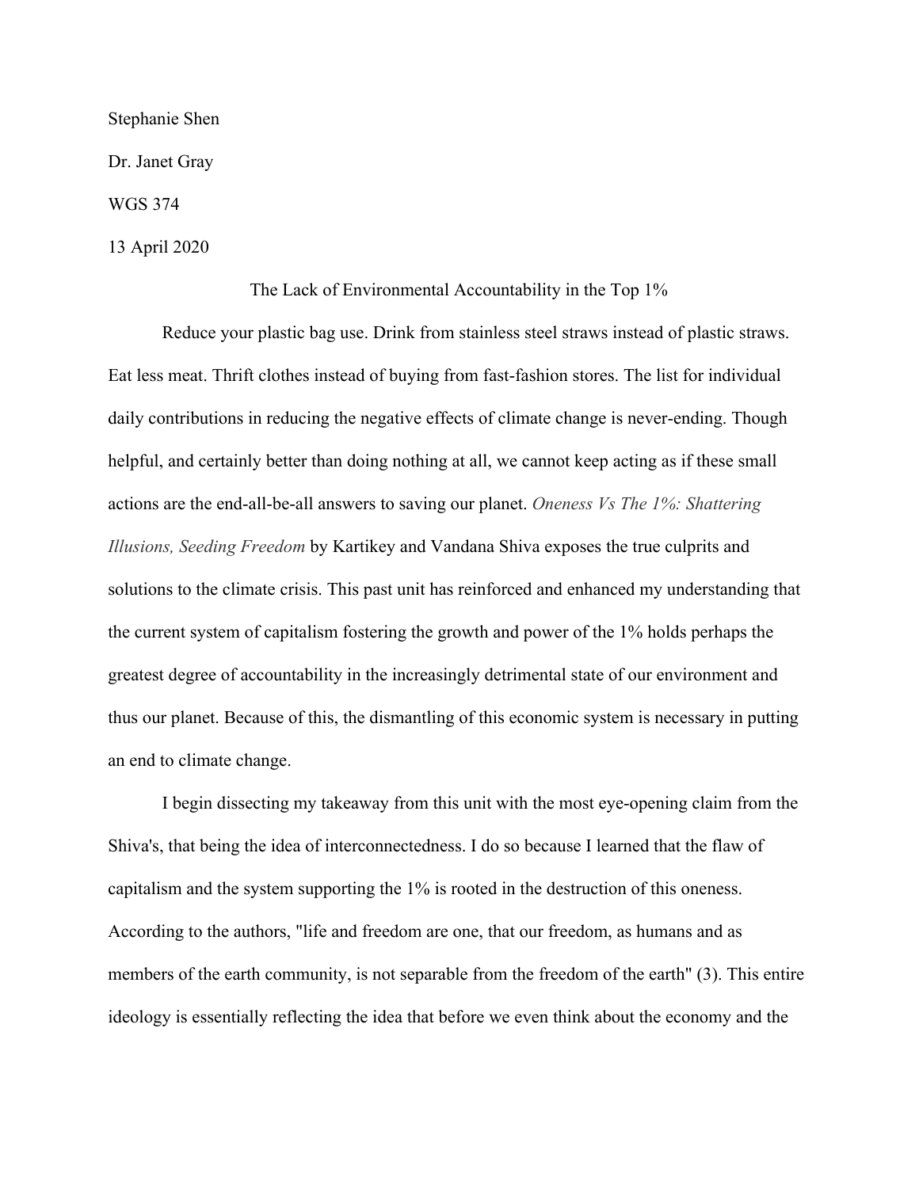Stephanie Shen

Dr. Janet Gray

WGS 374

13 April 2020

# The Lack of Environmental Accountability in the Top 1%

Reduce your plastic bag use. Drink from stainless steel straws instead of plastic straws. Eat less meat. Thrift clothes instead of buying from fast-fashion stores. The list for individual daily contributions in reducing the negative effects of climate change is never-ending. Though helpful, and certainly better than doing nothing at all, we cannot keep acting as if these small actions are the end-all-be-all answers to saving our planet. *Oneness Vs The 1%: Shattering Illusions, Seeding Freedom* by Kartikey and Vandana Shiva exposes the true culprits and solutions to the climate crisis. This past unit has reinforced and enhanced my understanding that the current system of capitalism fostering the growth and power of the 1% holds perhaps the greatest degree of accountability in the increasingly detrimental state of our environment and thus our planet. Because of this, the dismantling of this economic system is necessary in putting an end to climate change.

I begin dissecting my takeaway from this unit with the most eye-opening claim from the Shiva's, that being the idea of interconnectedness. I do so because I learned that the flaw of capitalism and the system supporting the 1% is rooted in the destruction of this oneness. According to the authors, "life and freedom are one, that our freedom, as humans and as members of the earth community, is not separable from the freedom of the earth" (3). This entire ideology is essentially reflecting the idea that before we even think about the economy and the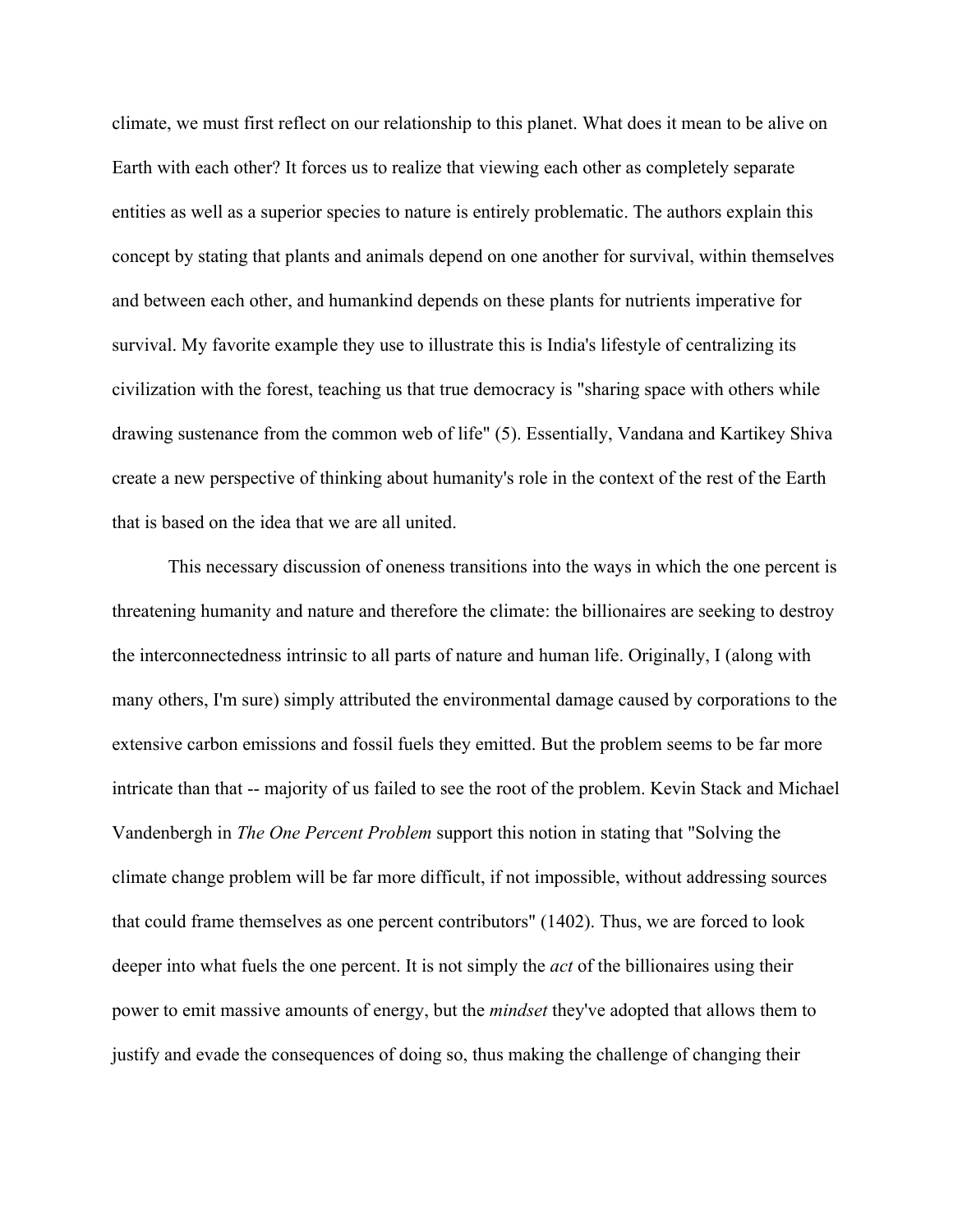climate, we must first reflect on our relationship to this planet. What does it mean to be alive on Earth with each other? It forces us to realize that viewing each other as completely separate entities as well as a superior species to nature is entirely problematic. The authors explain this concept by stating that plants and animals depend on one another for survival, within themselves and between each other, and humankind depends on these plants for nutrients imperative for survival. My favorite example they use to illustrate this is India's lifestyle of centralizing its civilization with the forest, teaching us that true democracy is "sharing space with others while drawing sustenance from the common web of life" (5). Essentially, Vandana and Kartikey Shiva create a new perspective of thinking about humanity's role in the context of the rest of the Earth that is based on the idea that we are all united.

This necessary discussion of oneness transitions into the ways in which the one percent is threatening humanity and nature and therefore the climate: the billionaires are seeking to destroy the interconnectedness intrinsic to all parts of nature and human life. Originally, I (along with many others, I'm sure) simply attributed the environmental damage caused by corporations to the extensive carbon emissions and fossil fuels they emitted. But the problem seems to be far more intricate than that -- majority of us failed to see the root of the problem. Kevin Stack and Michael Vandenbergh in *The One Percent Problem* support this notion in stating that "Solving the climate change problem will be far more difficult, if not impossible, without addressing sources that could frame themselves as one percent contributors" (1402). Thus, we are forced to look deeper into what fuels the one percent. It is not simply the *act* of the billionaires using their power to emit massive amounts of energy, but the *mindset* they've adopted that allows them to justify and evade the consequences of doing so, thus making the challenge of changing their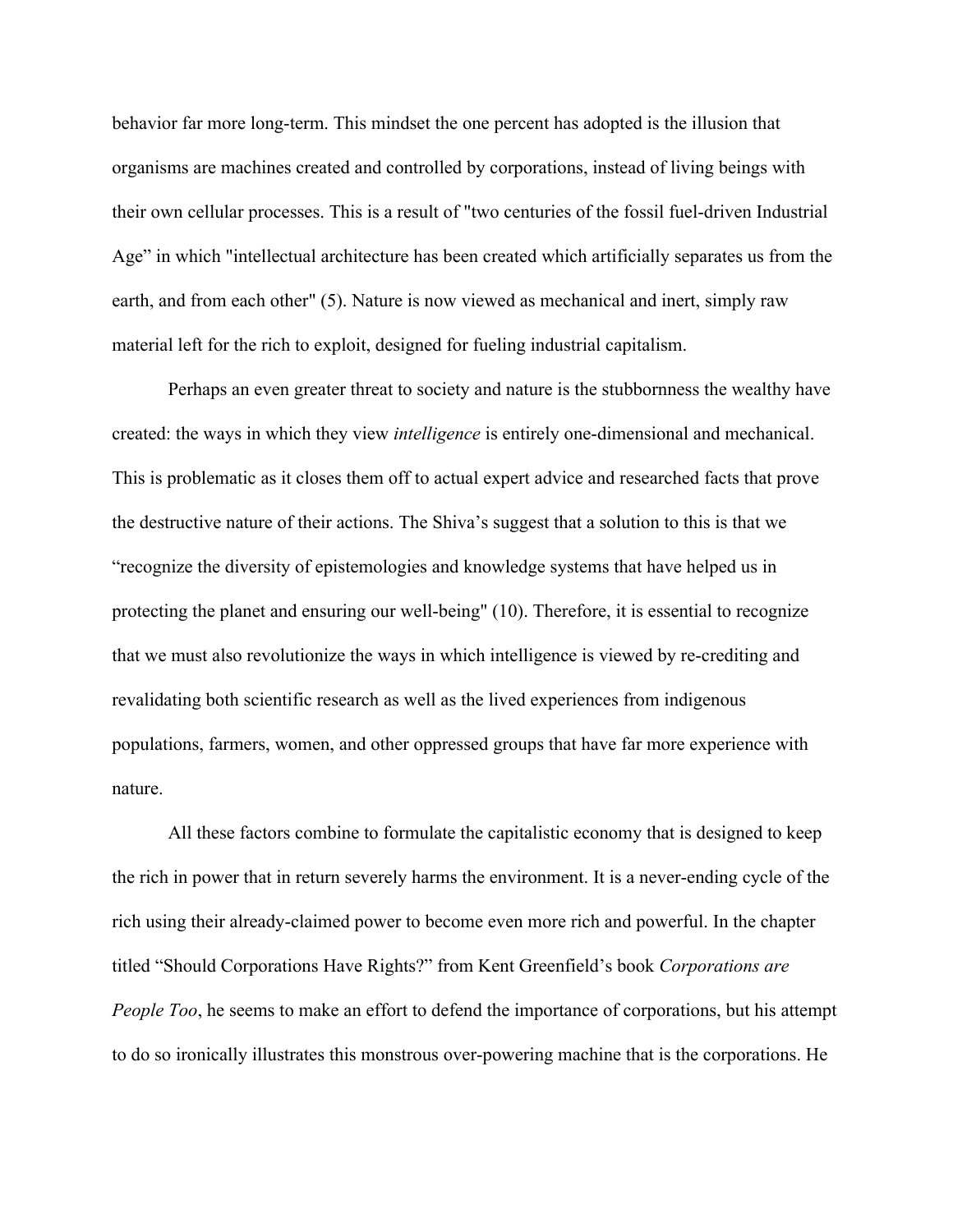behavior far more long-term. This mindset the one percent has adopted is the illusion that organisms are machines created and controlled by corporations, instead of living beings with their own cellular processes. This is a result of "two centuries of the fossil fuel-driven Industrial Age" in which "intellectual architecture has been created which artificially separates us from the earth, and from each other" (5). Nature is now viewed as mechanical and inert, simply raw material left for the rich to exploit, designed for fueling industrial capitalism.

Perhaps an even greater threat to society and nature is the stubbornness the wealthy have created: the ways in which they view *intelligence* is entirely one-dimensional and mechanical. This is problematic as it closes them off to actual expert advice and researched facts that prove the destructive nature of their actions. The Shiva's suggest that a solution to this is that we "recognize the diversity of epistemologies and knowledge systems that have helped us in protecting the planet and ensuring our well-being" (10). Therefore, it is essential to recognize that we must also revolutionize the ways in which intelligence is viewed by re-crediting and revalidating both scientific research as well as the lived experiences from indigenous populations, farmers, women, and other oppressed groups that have far more experience with nature.

All these factors combine to formulate the capitalistic economy that is designed to keep the rich in power that in return severely harms the environment. It is a never-ending cycle of the rich using their already-claimed power to become even more rich and powerful. In the chapter titled "Should Corporations Have Rights?" from Kent Greenfield's book *Corporations are People Too*, he seems to make an effort to defend the importance of corporations, but his attempt to do so ironically illustrates this monstrous over-powering machine that is the corporations. He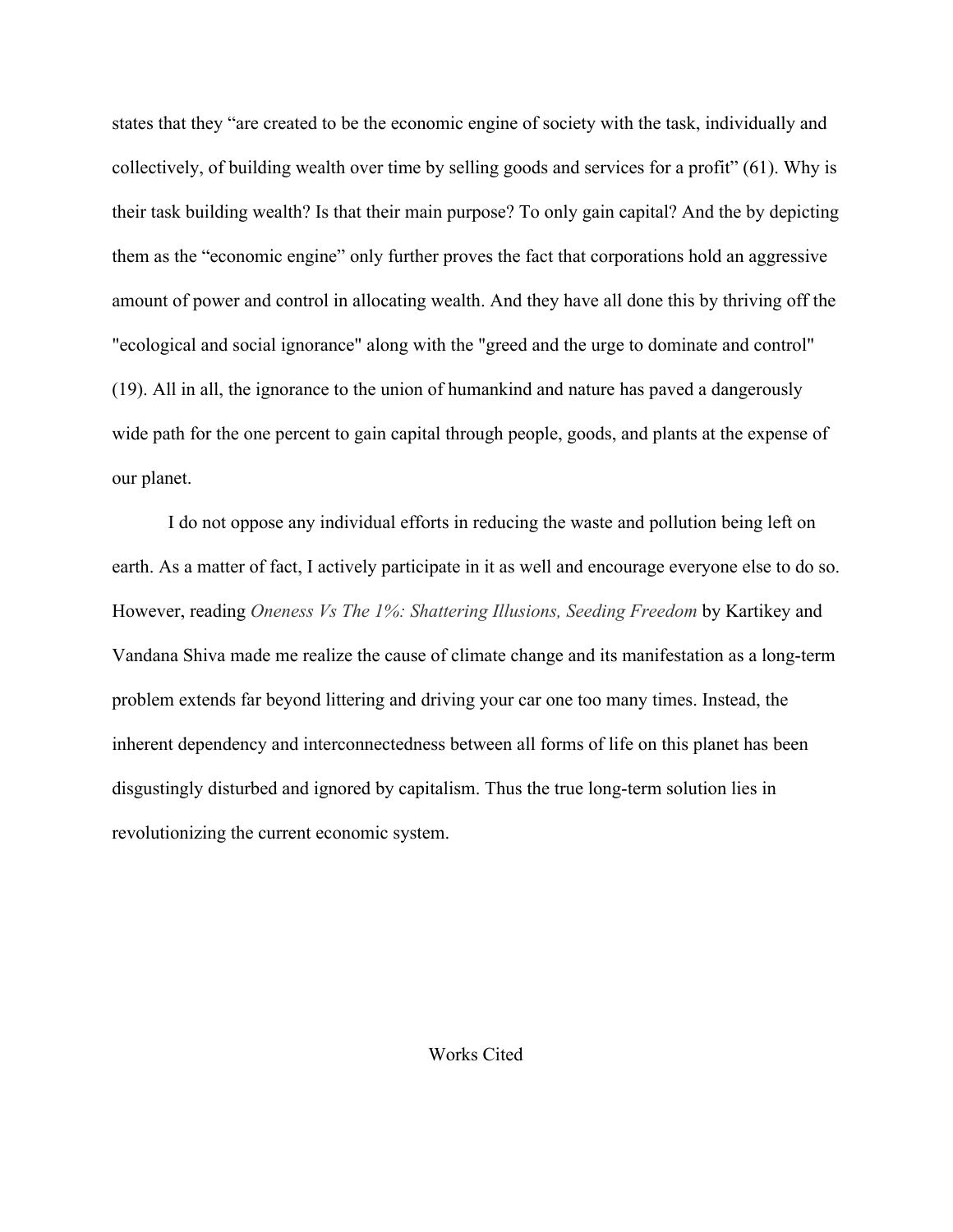states that they "are created to be the economic engine of society with the task, individually and collectively, of building wealth over time by selling goods and services for a profit" (61). Why is their task building wealth? Is that their main purpose? To only gain capital? And the by depicting them as the "economic engine" only further proves the fact that corporations hold an aggressive amount of power and control in allocating wealth. And they have all done this by thriving off the "ecological and social ignorance" along with the "greed and the urge to dominate and control" (19). All in all, the ignorance to the union of humankind and nature has paved a dangerously wide path for the one percent to gain capital through people, goods, and plants at the expense of our planet.

I do not oppose any individual efforts in reducing the waste and pollution being left on earth. As a matter of fact, I actively participate in it as well and encourage everyone else to do so. However, reading *Oneness Vs The 1%: Shattering Illusions, Seeding Freedom* by Kartikey and Vandana Shiva made me realize the cause of climate change and its manifestation as a long-term problem extends far beyond littering and driving your car one too many times. Instead, the inherent dependency and interconnectedness between all forms of life on this planet has been disgustingly disturbed and ignored by capitalism. Thus the true long-term solution lies in revolutionizing the current economic system.

Works Cited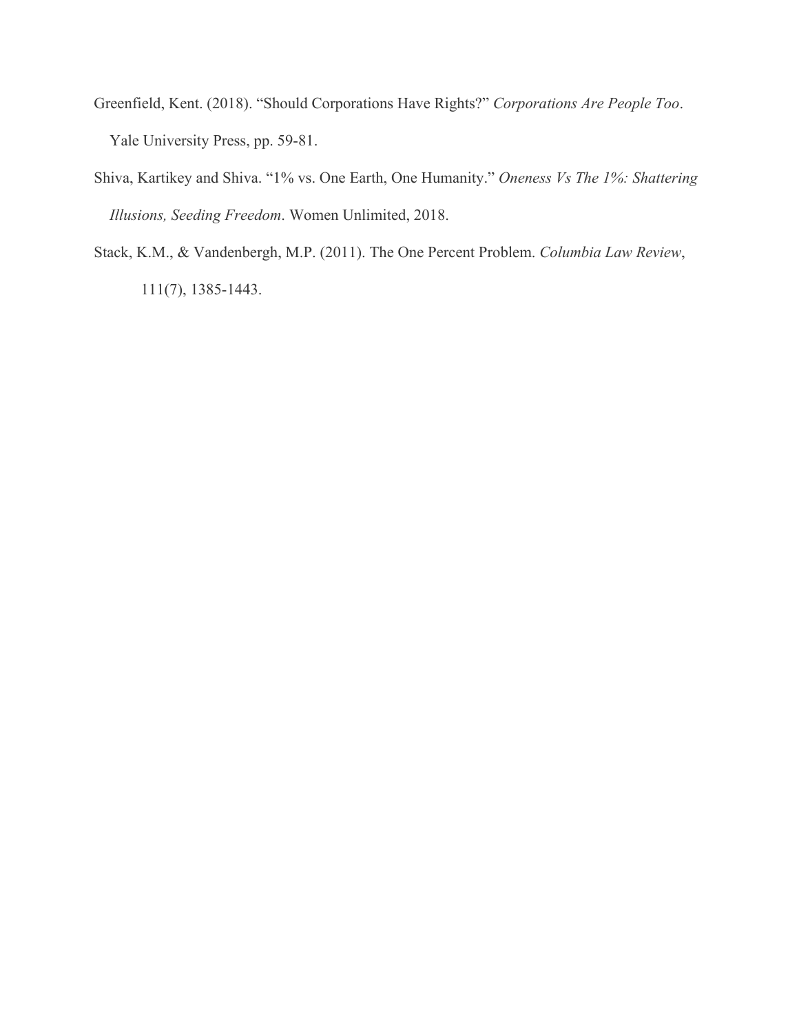Greenfield, Kent. (2018). "Should Corporations Have Rights?" *Corporations Are People Too*. Yale University Press, pp. 59-81.

Shiva, Kartikey and Shiva. "1% vs. One Earth, One Humanity." *Oneness Vs The 1%: Shattering Illusions, Seeding Freedom*. Women Unlimited, 2018.

Stack, K.M., & Vandenbergh, M.P. (2011). The One Percent Problem. *Columbia Law Review*, 111(7), 1385-1443.